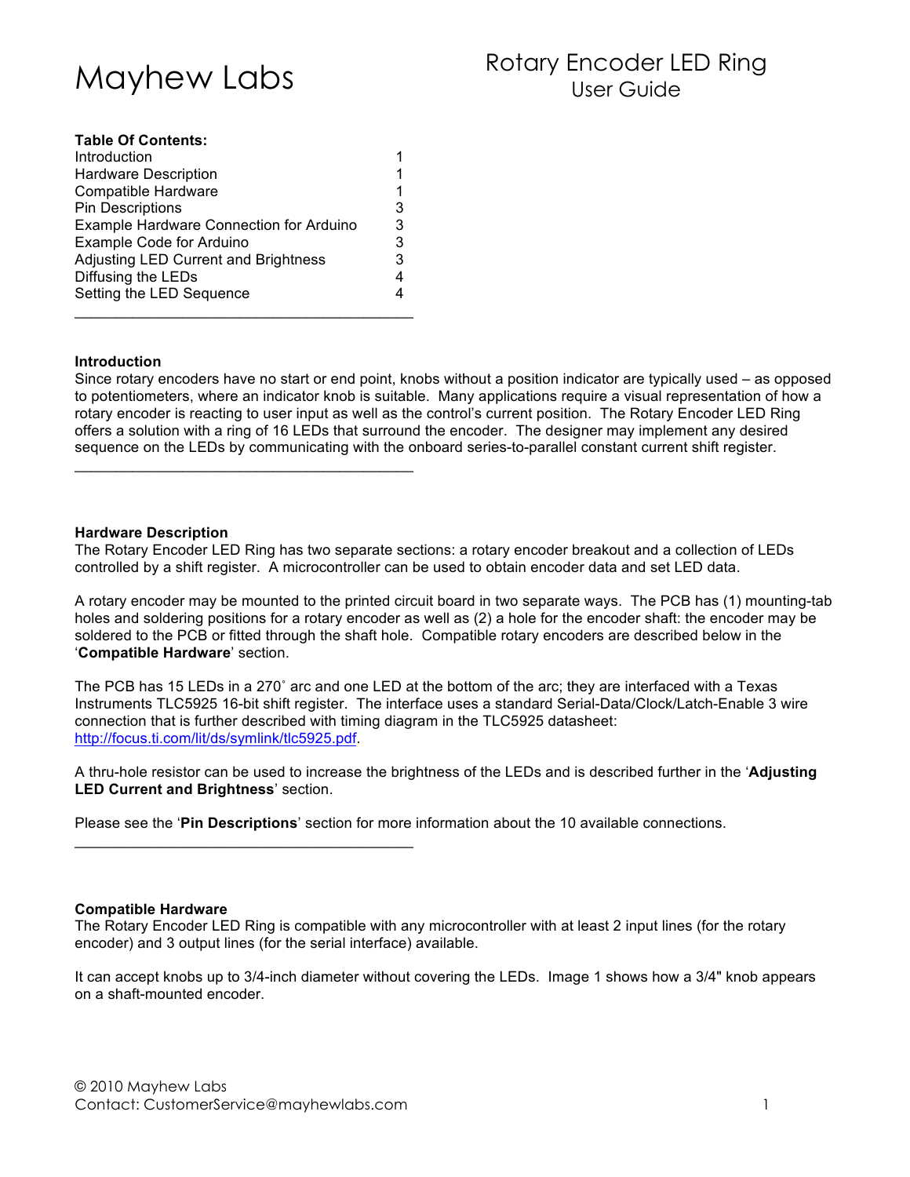# Mayhew Labs

## Rotary Encoder LED Ring
User Guide

**Table Of Contents:**

| | |
|---|---|
| Introduction | 1 |
| Hardware Description | 1 |
| Compatible Hardware | 1 |
| Pin Descriptions | 3 |
| Example Hardware Connection for Arduino | 3 |
| Example Code for Arduino | 3 |
| Adjusting LED Current and Brightness | 3 |
| Diffusing the LEDs | 4 |
| Setting the LED Sequence | 4 |

---

### Introduction

Since rotary encoders have no start or end point, knobs without a position indicator are typically used – as opposed to potentiometers, where an indicator knob is suitable. Many applications require a visual representation of how a rotary encoder is reacting to user input as well as the control's current position. The Rotary Encoder LED Ring offers a solution with a ring of 16 LEDs that surround the encoder. The designer may implement any desired sequence on the LEDs by communicating with the onboard series-to-parallel constant current shift register.

---

### Hardware Description

The Rotary Encoder LED Ring has two separate sections: a rotary encoder breakout and a collection of LEDs controlled by a shift register. A microcontroller can be used to obtain encoder data and set LED data.

A rotary encoder may be mounted to the printed circuit board in two separate ways. The PCB has (1) mounting-tab holes and soldering positions for a rotary encoder as well as (2) a hole for the encoder shaft: the encoder may be soldered to the PCB or fitted through the shaft hole. Compatible rotary encoders are described below in the '**Compatible Hardware**' section.

The PCB has 15 LEDs in a 270˚ arc and one LED at the bottom of the arc; they are interfaced with a Texas Instruments TLC5925 16-bit shift register. The interface uses a standard Serial-Data/Clock/Latch-Enable 3 wire connection that is further described with timing diagram in the TLC5925 datasheet: http://focus.ti.com/lit/ds/symlink/tlc5925.pdf.

A thru-hole resistor can be used to increase the brightness of the LEDs and is described further in the '**Adjusting LED Current and Brightness**' section.

Please see the '**Pin Descriptions**' section for more information about the 10 available connections.

---

### Compatible Hardware

The Rotary Encoder LED Ring is compatible with any microcontroller with at least 2 input lines (for the rotary encoder) and 3 output lines (for the serial interface) available.

It can accept knobs up to 3/4-inch diameter without covering the LEDs. Image 1 shows how a 3/4" knob appears on a shaft-mounted encoder.

© 2010 Mayhew Labs
Contact: CustomerService@mayhewlabs.com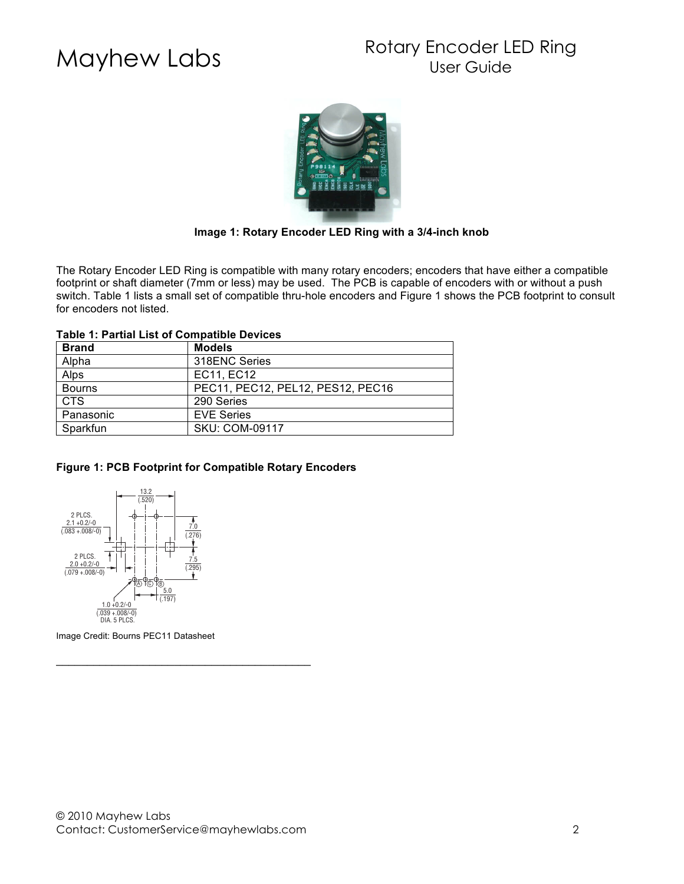Image 1: Rotary Encoder LED Ring with a 3/4-inch knob

The Rotary Encoder LED Ring is compatible with many rotary encoders; encoders that have either a compatible footprint or shaft diameter (7mm or less) may be used. The PCB is capable of encoders with or without a push switch. Table 1 lists a small set of compatible thru-hole encoders and Figure 1 shows the PCB footprint to consult for encoders not listed.

**Table 1: Partial List of Compatible Devices**

| Brand | Models |
| --- | --- |
| Alpha | 318ENC Series |
| Alps | EC11, EC12 |
| Bourns | PEC11, PEC12, PEL12, PES12, PEC16 |
| CTS | 290 Series |
| Panasonic | EVE Series |
| Sparkfun | SKU: COM-09117 |

**Figure 1: PCB Footprint for Compatible Rotary Encoders**

13.2
(.520)
2 PLCS.
2.1 +0.2/-0
(.083 +.008/-0)
7.0
(.276)
2 PLCS.
2.0 +0.2/-0
(.079 +.008/-0)
7.5
(.295)
A C B
5.0
(.197)
1.0 +0.2/-0
(.039 +.008/-0)
DIA. 5 PLCS.

Image Credit: Bourns PEC11 Datasheet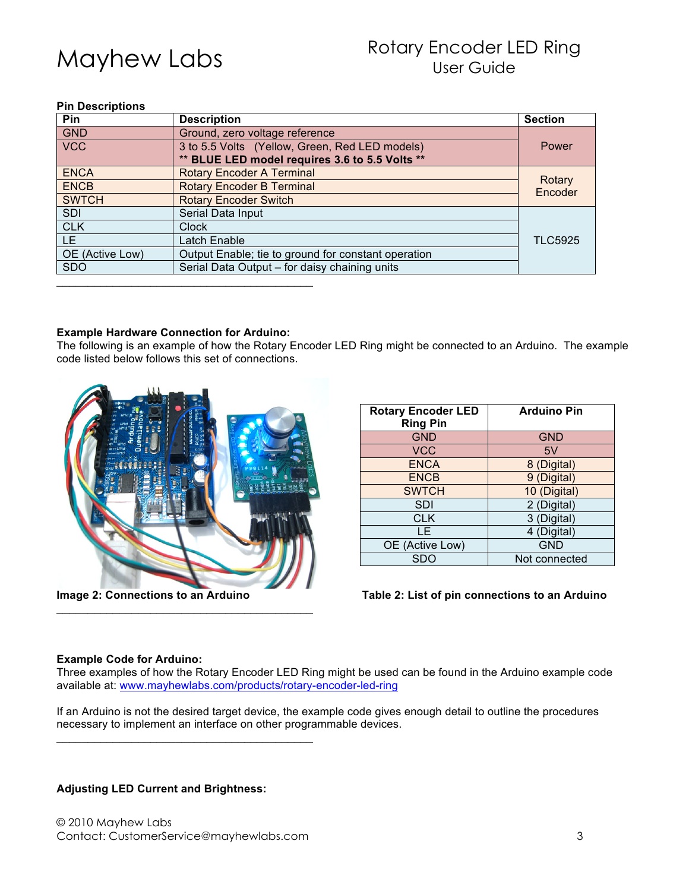**Pin Descriptions**

| Pin | Description | Section |
|---|---|---|
| GND | Ground, zero voltage reference | Power |
| VCC | 3 to 5.5 Volts (Yellow, Green, Red LED models)<br>** **BLUE LED model requires 3.6 to 5.5 Volts** ** | |
| ENCA | Rotary Encoder A Terminal | Rotary Encoder |
| ENCB | Rotary Encoder B Terminal | |
| SWTCH | Rotary Encoder Switch | |
| SDI | Serial Data Input | TLC5925 |
| CLK | Clock | |
| LE | Latch Enable | |
| OE (Active Low) | Output Enable; tie to ground for constant operation | |
| SDO | Serial Data Output – for daisy chaining units | |

---

**Example Hardware Connection for Arduino:**

The following is an example of how the Rotary Encoder LED Ring might be connected to an Arduino. The example code listed below follows this set of connections.

**Image 2: Connections to an Arduino**

| Rotary Encoder LED Ring Pin | Arduino Pin |
|---|---|
| GND | GND |
| VCC | 5V |
| ENCA | 8 (Digital) |
| ENCB | 9 (Digital) |
| SWTCH | 10 (Digital) |
| SDI | 2 (Digital) |
| CLK | 3 (Digital) |
| LE | 4 (Digital) |
| OE (Active Low) | GND |
| SDO | Not connected |

**Table 2: List of pin connections to an Arduino**

---

**Example Code for Arduino:**

Three examples of how the Rotary Encoder LED Ring might be used can be found in the Arduino example code available at: [www.mayhewlabs.com/products/rotary-encoder-led-ring](http://www.mayhewlabs.com/products/rotary-encoder-led-ring)

If an Arduino is not the desired target device, the example code gives enough detail to outline the procedures necessary to implement an interface on other programmable devices.

---

**Adjusting LED Current and Brightness:**

© 2010 Mayhew Labs
Contact: CustomerService@mayhewlabs.com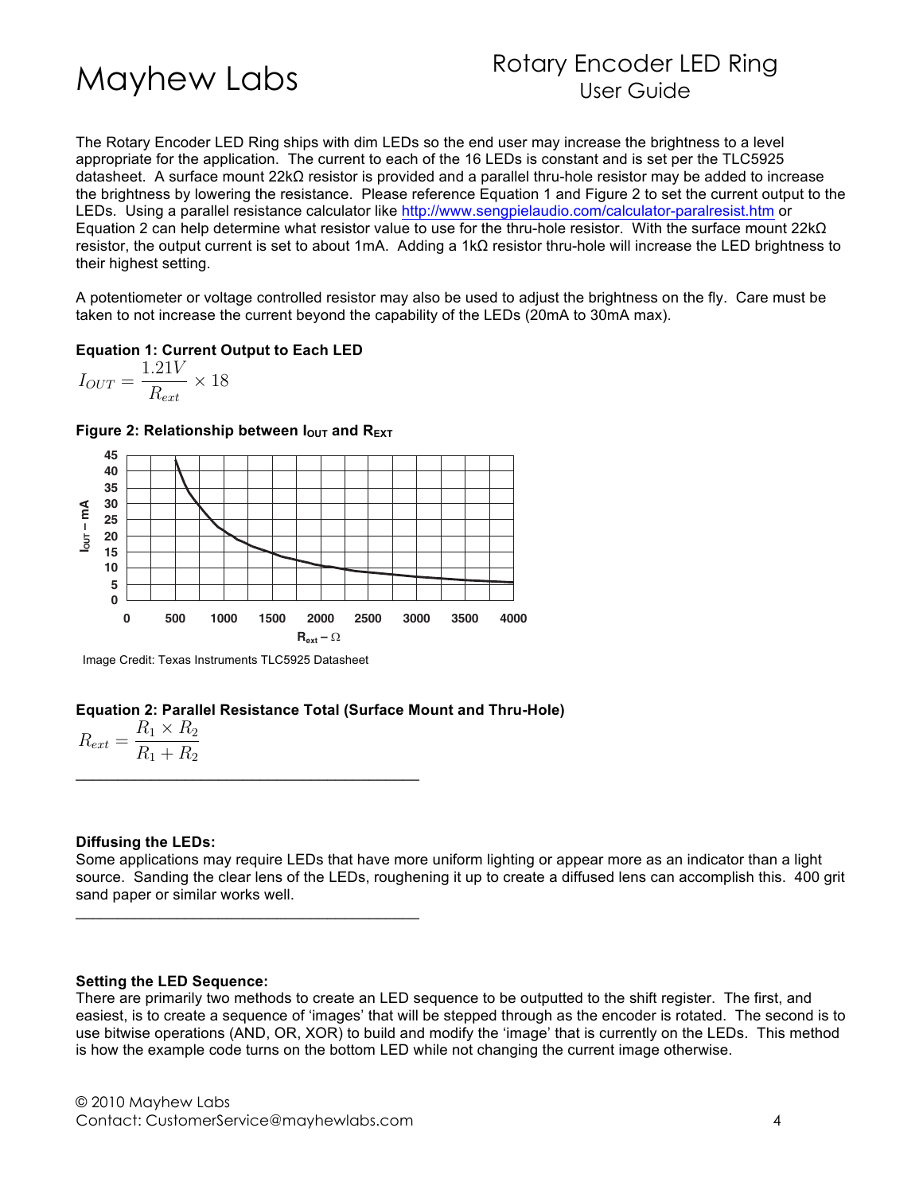The Rotary Encoder LED Ring ships with dim LEDs so the end user may increase the brightness to a level appropriate for the application. The current to each of the 16 LEDs is constant and is set per the TLC5925 datasheet. A surface mount 22kΩ resistor is provided and a parallel thru-hole resistor may be added to increase the brightness by lowering the resistance. Please reference Equation 1 and Figure 2 to set the current output to the LEDs. Using a parallel resistance calculator like http://www.sengpielaudio.com/calculator-paralresist.htm or Equation 2 can help determine what resistor value to use for the thru-hole resistor. With the surface mount 22kΩ resistor, the output current is set to about 1mA. Adding a 1kΩ resistor thru-hole will increase the LED brightness to their highest setting.

A potentiometer or voltage controlled resistor may also be used to adjust the brightness on the fly. Care must be taken to not increase the current beyond the capability of the LEDs (20mA to 30mA max).

**Equation 1: Current Output to Each LED**

$$I_{OUT} = \frac{1.21V}{R_{ext}} \times 18$$

**Figure 2: Relationship between $I_{OUT}$ and $R_{EXT}$**

$I_{OUT}$ – mA

45
40
35
30
25
20
15
10
5
0

0 500 1000 1500 2000 2500 3000 3500 4000

$R_{ext}$ – Ω

Image Credit: Texas Instruments TLC5925 Datasheet

**Equation 2: Parallel Resistance Total (Surface Mount and Thru-Hole)**

$$R_{ext} = \frac{R_1 \times R_2}{R_1 + R_2}$$

---

**Diffusing the LEDs:**

Some applications may require LEDs that have more uniform lighting or appear more as an indicator than a light source. Sanding the clear lens of the LEDs, roughening it up to create a diffused lens can accomplish this. 400 grit sand paper or similar works well.

---

**Setting the LED Sequence:**

There are primarily two methods to create an LED sequence to be outputted to the shift register. The first, and easiest, is to create a sequence of 'images' that will be stepped through as the encoder is rotated. The second is to use bitwise operations (AND, OR, XOR) to build and modify the 'image' that is currently on the LEDs. This method is how the example code turns on the bottom LED while not changing the current image otherwise.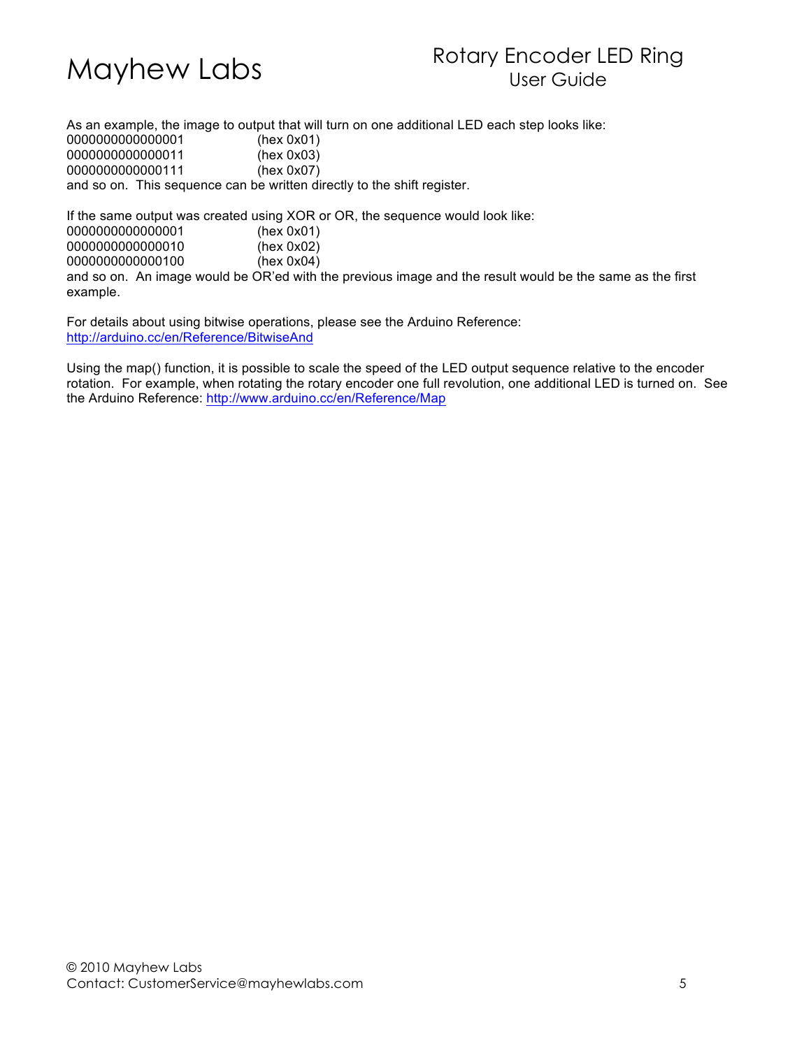As an example, the image to output that will turn on one additional LED each step looks like:

```
0000000000000001        (hex 0x01)
0000000000000011        (hex 0x03)
0000000000000111        (hex 0x07)
```

and so on. This sequence can be written directly to the shift register.

If the same output was created using XOR or OR, the sequence would look like:

```
0000000000000001        (hex 0x01)
0000000000000010        (hex 0x02)
0000000000000100        (hex 0x04)
```

and so on. An image would be OR'ed with the previous image and the result would be the same as the first example.

For details about using bitwise operations, please see the Arduino Reference: [http://arduino.cc/en/Reference/BitwiseAnd](http://arduino.cc/en/Reference/BitwiseAnd)

Using the map() function, it is possible to scale the speed of the LED output sequence relative to the encoder rotation. For example, when rotating the rotary encoder one full revolution, one additional LED is turned on. See the Arduino Reference: [http://www.arduino.cc/en/Reference/Map](http://www.arduino.cc/en/Reference/Map)